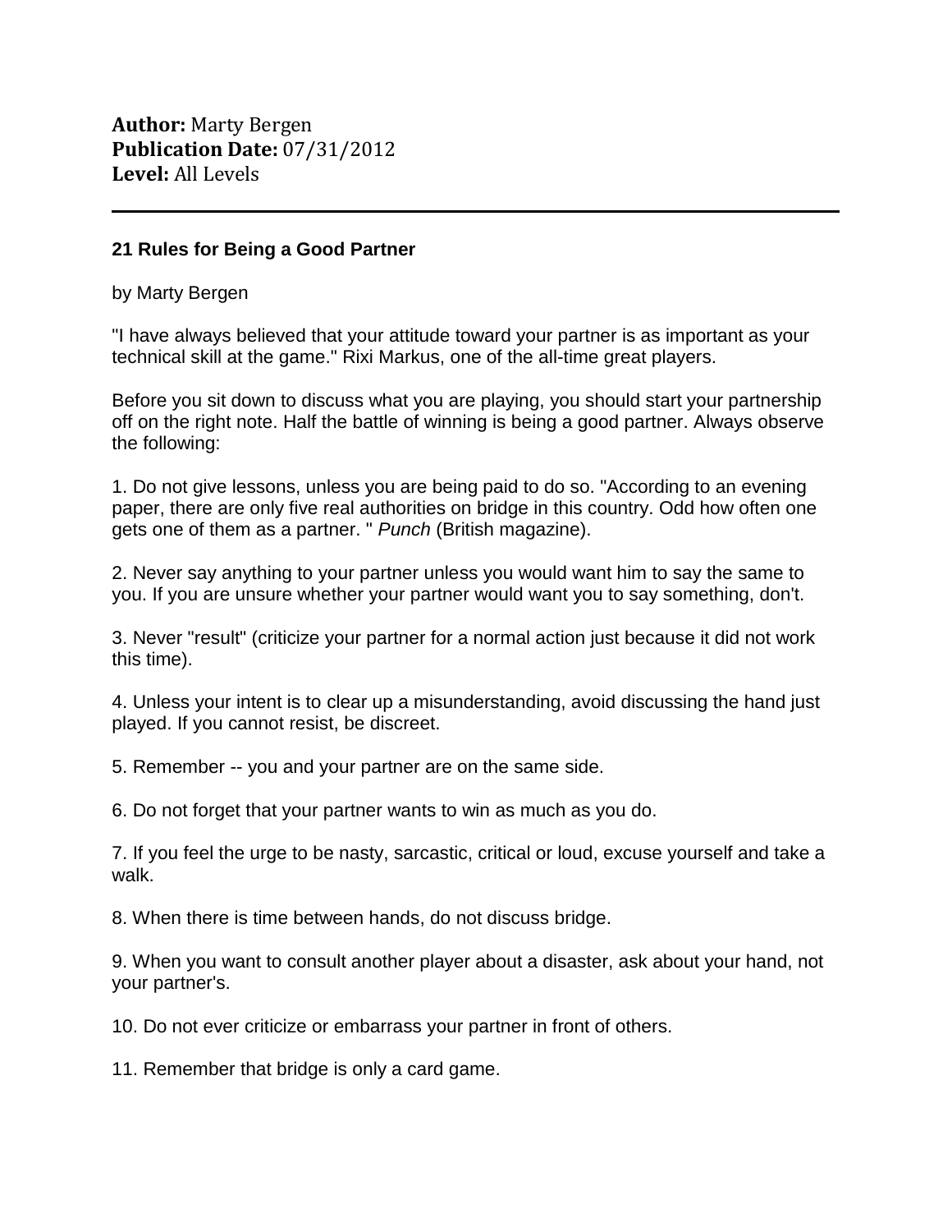**Author:** Marty Bergen
**Publication Date:** 07/31/2012
**Level:** All Levels

---

## 21 Rules for Being a Good Partner

by Marty Bergen

"I have always believed that your attitude toward your partner is as important as your technical skill at the game." Rixi Markus, one of the all-time great players.

Before you sit down to discuss what you are playing, you should start your partnership off on the right note. Half the battle of winning is being a good partner. Always observe the following:

1. Do not give lessons, unless you are being paid to do so. "According to an evening paper, there are only five real authorities on bridge in this country. Odd how often one gets one of them as a partner. " *Punch* (British magazine).

2. Never say anything to your partner unless you would want him to say the same to you. If you are unsure whether your partner would want you to say something, don't.

3. Never "result" (criticize your partner for a normal action just because it did not work this time).

4. Unless your intent is to clear up a misunderstanding, avoid discussing the hand just played. If you cannot resist, be discreet.

5. Remember -- you and your partner are on the same side.

6. Do not forget that your partner wants to win as much as you do.

7. If you feel the urge to be nasty, sarcastic, critical or loud, excuse yourself and take a walk.

8. When there is time between hands, do not discuss bridge.

9. When you want to consult another player about a disaster, ask about your hand, not your partner's.

10. Do not ever criticize or embarrass your partner in front of others.

11. Remember that bridge is only a card game.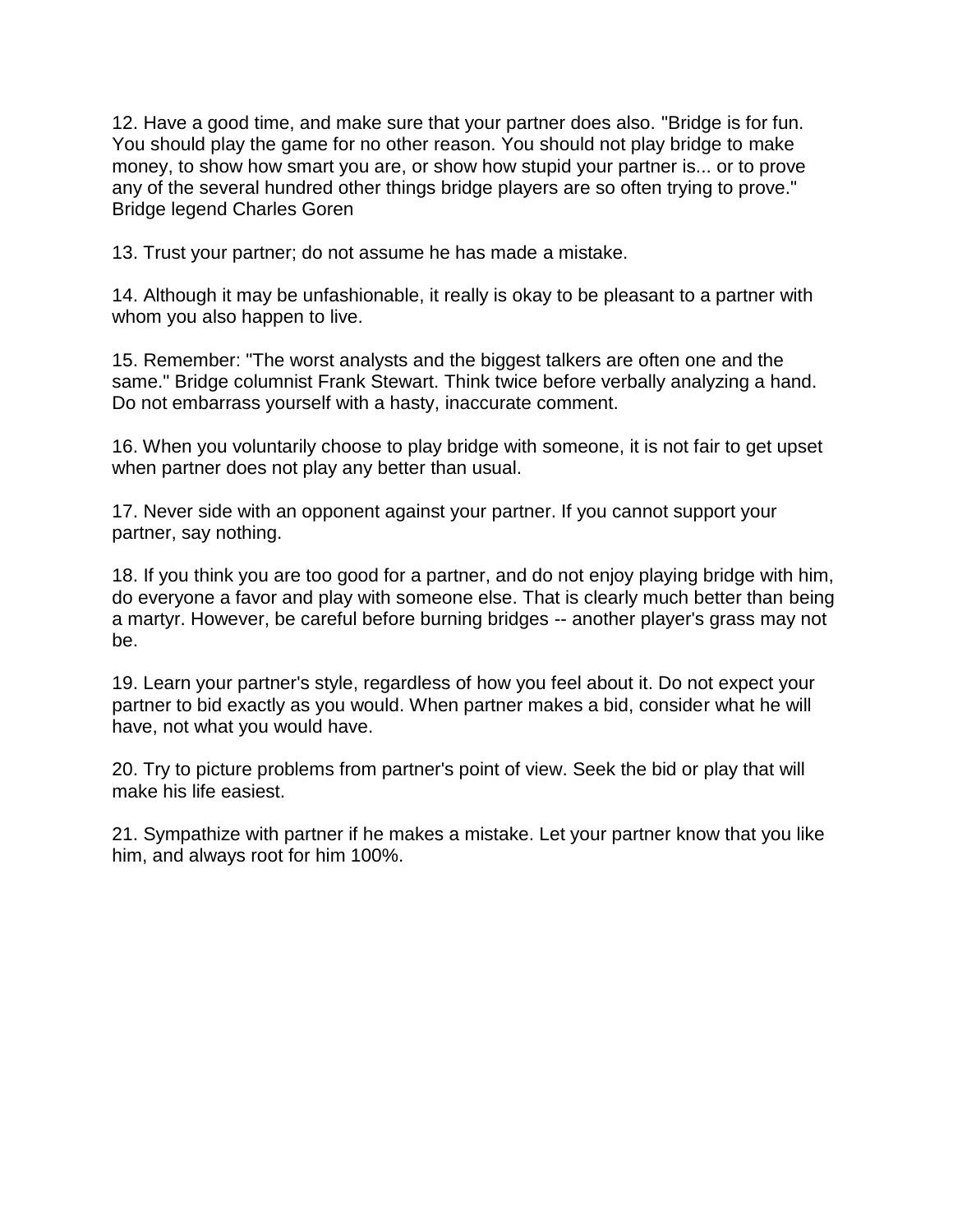12. Have a good time, and make sure that your partner does also. "Bridge is for fun. You should play the game for no other reason. You should not play bridge to make money, to show how smart you are, or show how stupid your partner is... or to prove any of the several hundred other things bridge players are so often trying to prove." Bridge legend Charles Goren

13. Trust your partner; do not assume he has made a mistake.

14. Although it may be unfashionable, it really is okay to be pleasant to a partner with whom you also happen to live.

15. Remember: "The worst analysts and the biggest talkers are often one and the same." Bridge columnist Frank Stewart. Think twice before verbally analyzing a hand. Do not embarrass yourself with a hasty, inaccurate comment.

16. When you voluntarily choose to play bridge with someone, it is not fair to get upset when partner does not play any better than usual.

17. Never side with an opponent against your partner. If you cannot support your partner, say nothing.

18. If you think you are too good for a partner, and do not enjoy playing bridge with him, do everyone a favor and play with someone else. That is clearly much better than being a martyr. However, be careful before burning bridges -- another player's grass may not be.

19. Learn your partner's style, regardless of how you feel about it. Do not expect your partner to bid exactly as you would. When partner makes a bid, consider what he will have, not what you would have.

20. Try to picture problems from partner's point of view. Seek the bid or play that will make his life easiest.

21. Sympathize with partner if he makes a mistake. Let your partner know that you like him, and always root for him 100%.